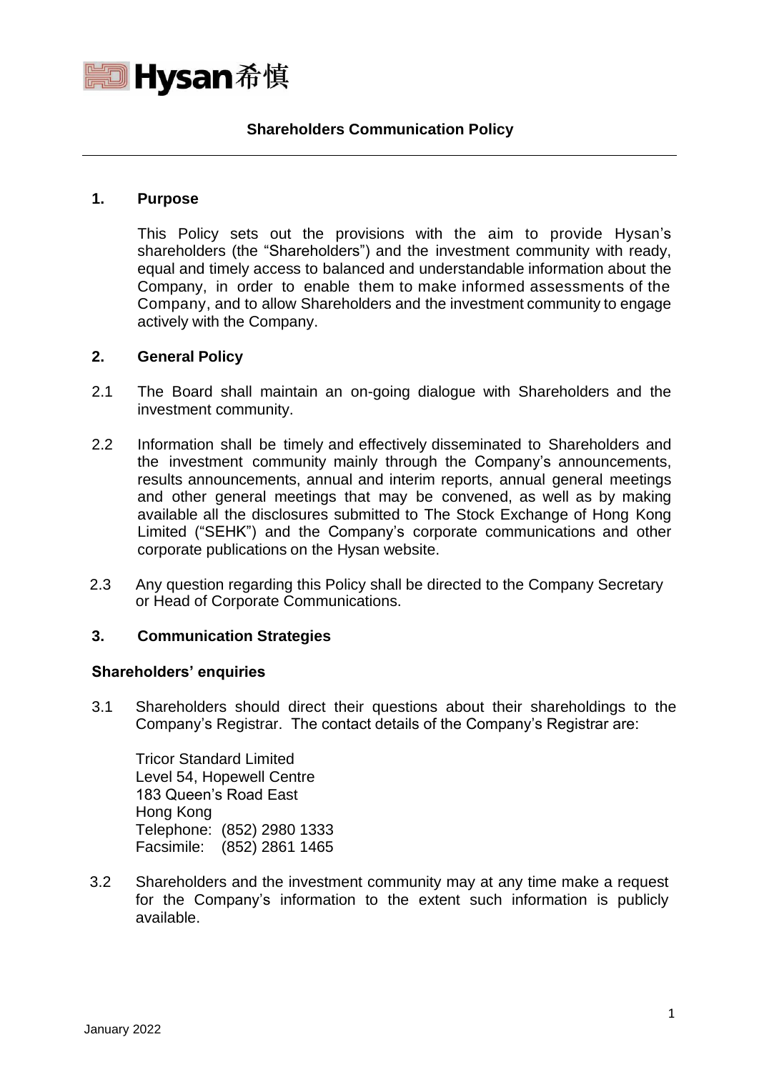Hysan 希慎

# Shareholders Communication Policy

## 1. Purpose

This Policy sets out the provisions with the aim to provide Hysan's shareholders (the "Shareholders") and the investment community with ready, equal and timely access to balanced and understandable information about the Company, in order to enable them to make informed assessments of the Company, and to allow Shareholders and the investment community to engage actively with the Company.

## 2. General Policy

2.1 The Board shall maintain an on-going dialogue with Shareholders and the investment community.

2.2 Information shall be timely and effectively disseminated to Shareholders and the investment community mainly through the Company's announcements, results announcements, annual and interim reports, annual general meetings and other general meetings that may be convened, as well as by making available all the disclosures submitted to The Stock Exchange of Hong Kong Limited ("SEHK") and the Company's corporate communications and other corporate publications on the Hysan website.

2.3 Any question regarding this Policy shall be directed to the Company Secretary or Head of Corporate Communications.

## 3. Communication Strategies

### Shareholders' enquiries

3.1 Shareholders should direct their questions about their shareholdings to the Company's Registrar. The contact details of the Company's Registrar are:

Tricor Standard Limited
Level 54, Hopewell Centre
183 Queen's Road East
Hong Kong
Telephone: (852) 2980 1333
Facsimile: (852) 2861 1465

3.2 Shareholders and the investment community may at any time make a request for the Company's information to the extent such information is publicly available.

January 2022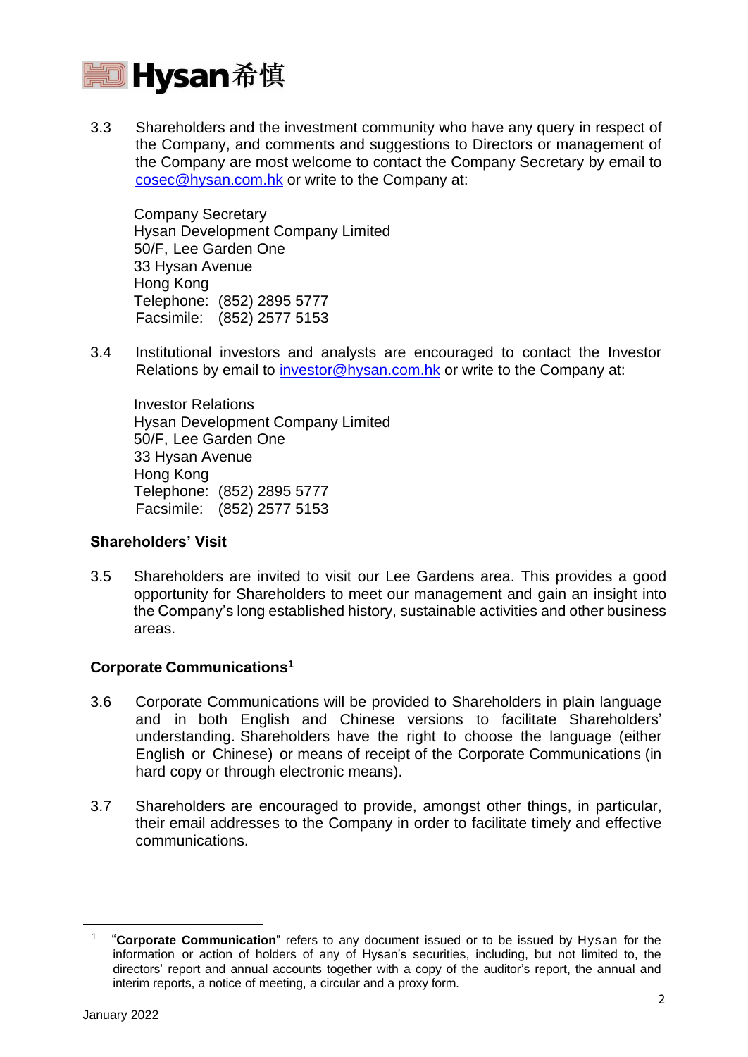3.3 Shareholders and the investment community who have any query in respect of the Company, and comments and suggestions to Directors or management of the Company are most welcome to contact the Company Secretary by email to cosec@hysan.com.hk or write to the Company at:

Company Secretary
Hysan Development Company Limited
50/F, Lee Garden One
33 Hysan Avenue
Hong Kong
Telephone: (852) 2895 5777
Facsimile: (852) 2577 5153

3.4 Institutional investors and analysts are encouraged to contact the Investor Relations by email to investor@hysan.com.hk or write to the Company at:

Investor Relations
Hysan Development Company Limited
50/F, Lee Garden One
33 Hysan Avenue
Hong Kong
Telephone: (852) 2895 5777
Facsimile: (852) 2577 5153

**Shareholders' Visit**

3.5 Shareholders are invited to visit our Lee Gardens area. This provides a good opportunity for Shareholders to meet our management and gain an insight into the Company's long established history, sustainable activities and other business areas.

**Corporate Communications[1]**

3.6 Corporate Communications will be provided to Shareholders in plain language and in both English and Chinese versions to facilitate Shareholders' understanding. Shareholders have the right to choose the language (either English or Chinese) or means of receipt of the Corporate Communications (in hard copy or through electronic means).

3.7 Shareholders are encouraged to provide, amongst other things, in particular, their email addresses to the Company in order to facilitate timely and effective communications.

---

[1] "**Corporate Communication**" refers to any document issued or to be issued by Hysan for the information or action of holders of any of Hysan's securities, including, but not limited to, the directors' report and annual accounts together with a copy of the auditor's report, the annual and interim reports, a notice of meeting, a circular and a proxy form.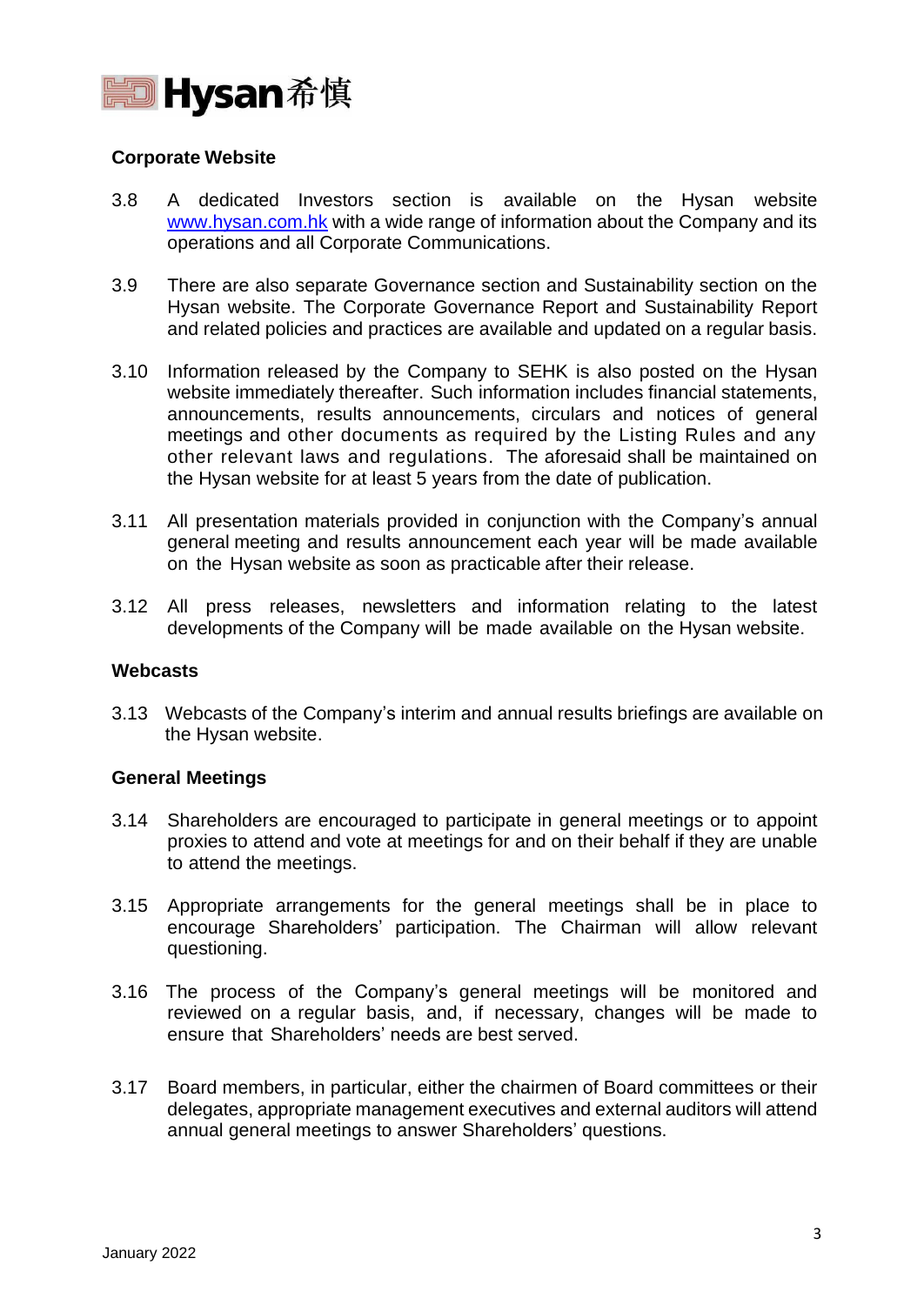**Corporate Website**

3.8 A dedicated Investors section is available on the Hysan website www.hysan.com.hk with a wide range of information about the Company and its operations and all Corporate Communications.

3.9 There are also separate Governance section and Sustainability section on the Hysan website. The Corporate Governance Report and Sustainability Report and related policies and practices are available and updated on a regular basis.

3.10 Information released by the Company to SEHK is also posted on the Hysan website immediately thereafter. Such information includes financial statements, announcements, results announcements, circulars and notices of general meetings and other documents as required by the Listing Rules and any other relevant laws and regulations. The aforesaid shall be maintained on the Hysan website for at least 5 years from the date of publication.

3.11 All presentation materials provided in conjunction with the Company's annual general meeting and results announcement each year will be made available on the Hysan website as soon as practicable after their release.

3.12 All press releases, newsletters and information relating to the latest developments of the Company will be made available on the Hysan website.

**Webcasts**

3.13 Webcasts of the Company's interim and annual results briefings are available on the Hysan website.

**General Meetings**

3.14 Shareholders are encouraged to participate in general meetings or to appoint proxies to attend and vote at meetings for and on their behalf if they are unable to attend the meetings.

3.15 Appropriate arrangements for the general meetings shall be in place to encourage Shareholders' participation. The Chairman will allow relevant questioning.

3.16 The process of the Company's general meetings will be monitored and reviewed on a regular basis, and, if necessary, changes will be made to ensure that Shareholders' needs are best served.

3.17 Board members, in particular, either the chairmen of Board committees or their delegates, appropriate management executives and external auditors will attend annual general meetings to answer Shareholders' questions.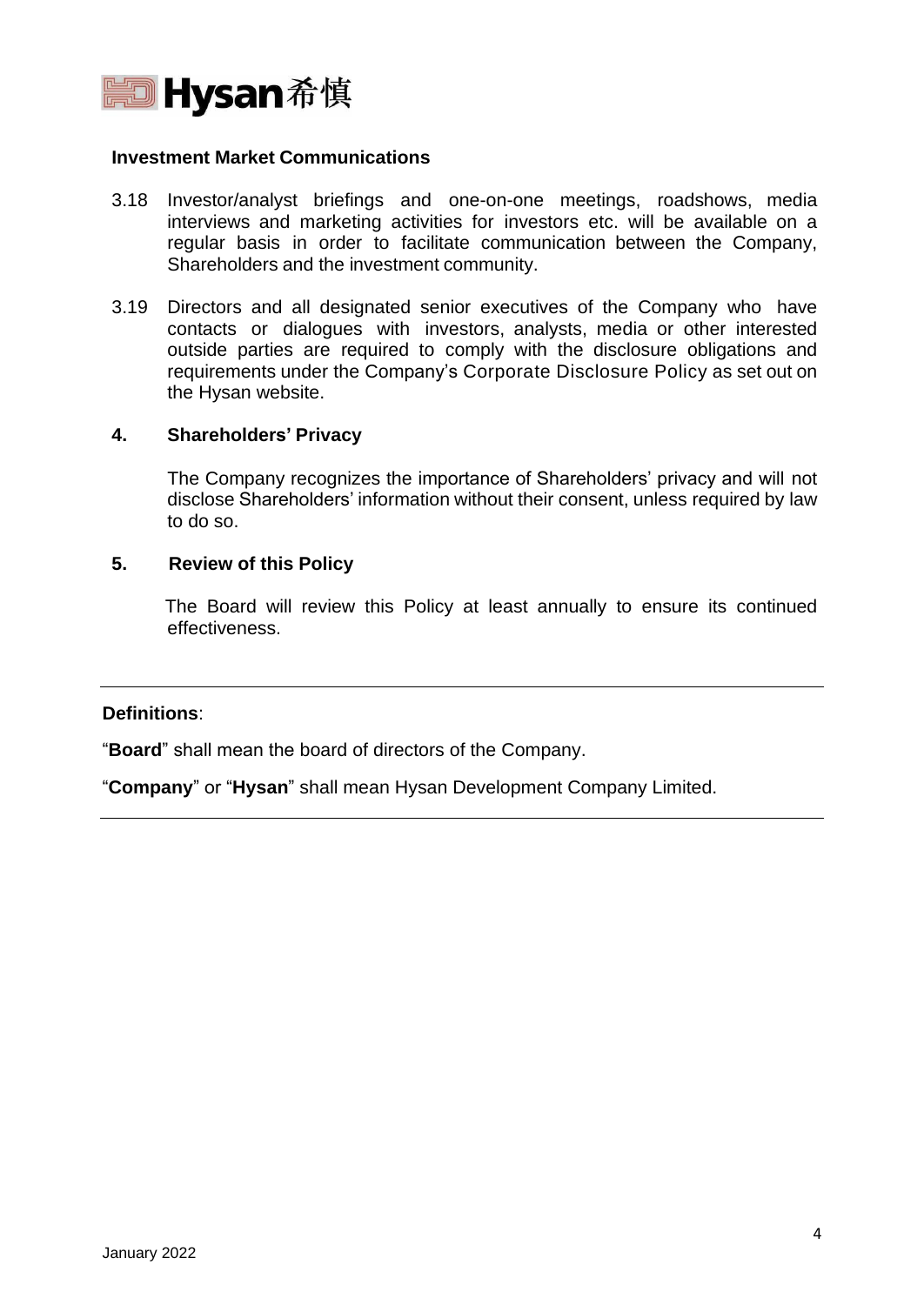### Investment Market Communications

3.18 Investor/analyst briefings and one-on-one meetings, roadshows, media interviews and marketing activities for investors etc. will be available on a regular basis in order to facilitate communication between the Company, Shareholders and the investment community.

3.19 Directors and all designated senior executives of the Company who have contacts or dialogues with investors, analysts, media or other interested outside parties are required to comply with the disclosure obligations and requirements under the Company's Corporate Disclosure Policy as set out on the Hysan website.

### 4. Shareholders' Privacy

The Company recognizes the importance of Shareholders' privacy and will not disclose Shareholders' information without their consent, unless required by law to do so.

### 5. Review of this Policy

The Board will review this Policy at least annually to ensure its continued effectiveness.

---

**Definitions**:

"**Board**" shall mean the board of directors of the Company.

"**Company**" or "**Hysan**" shall mean Hysan Development Company Limited.

---

January 2022